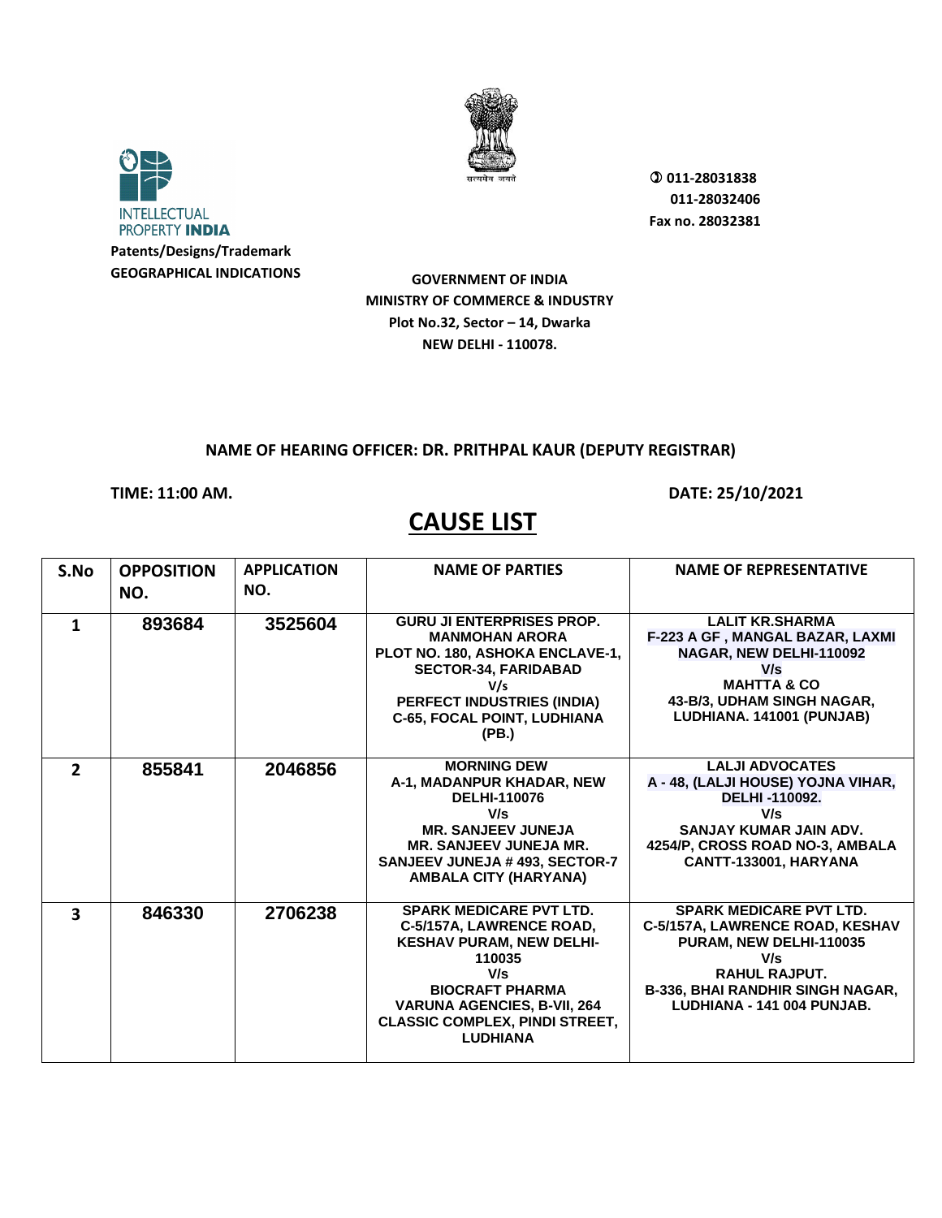INTELLECTUAL PROPERTY INDIA

Patents/Designs/Trademark

GEOGRAPHICAL INDICATIONS

सत्यमेव जयते

011-28031838
011-28032406
Fax no. 28032381

**GOVERNMENT OF INDIA**
**MINISTRY OF COMMERCE & INDUSTRY**
**Plot No.32, Sector – 14, Dwarka**
**NEW DELHI - 110078.**

**NAME OF HEARING OFFICER: DR. PRITHPAL KAUR (DEPUTY REGISTRAR)**

**TIME: 11:00 AM.** **DATE: 25/10/2021**

# CAUSE LIST

| S.No | OPPOSITION NO. | APPLICATION NO. | NAME OF PARTIES | NAME OF REPRESENTATIVE |
|---|---|---|---|---|
| 1 | 893684 | 3525604 | GURU JI ENTERPRISES PROP. MANMOHAN ARORA PLOT NO. 180, ASHOKA ENCLAVE-1, SECTOR-34, FARIDABAD V/s PERFECT INDUSTRIES (INDIA) C-65, FOCAL POINT, LUDHIANA (PB.) | LALIT KR.SHARMA F-223 A GF , MANGAL BAZAR, LAXMI NAGAR, NEW DELHI-110092 V/s MAHTTA & CO 43-B/3, UDHAM SINGH NAGAR, LUDHIANA. 141001 (PUNJAB) |
| 2 | 855841 | 2046856 | MORNING DEW A-1, MADANPUR KHADAR, NEW DELHI-110076 V/s MR. SANJEEV JUNEJA MR. SANJEEV JUNEJA MR. SANJEEV JUNEJA # 493, SECTOR-7 AMBALA CITY (HARYANA) | LALJI ADVOCATES A - 48, (LALJI HOUSE) YOJNA VIHAR, DELHI -110092. V/s SANJAY KUMAR JAIN ADV. 4254/P, CROSS ROAD NO-3, AMBALA CANTT-133001, HARYANA |
| 3 | 846330 | 2706238 | SPARK MEDICARE PVT LTD. C-5/157A, LAWRENCE ROAD, KESHAV PURAM, NEW DELHI-110035 V/s BIOCRAFT PHARMA VARUNA AGENCIES, B-VII, 264 CLASSIC COMPLEX, PINDI STREET, LUDHIANA | SPARK MEDICARE PVT LTD. C-5/157A, LAWRENCE ROAD, KESHAV PURAM, NEW DELHI-110035 V/s RAHUL RAJPUT. B-336, BHAI RANDHIR SINGH NAGAR, LUDHIANA - 141 004 PUNJAB. |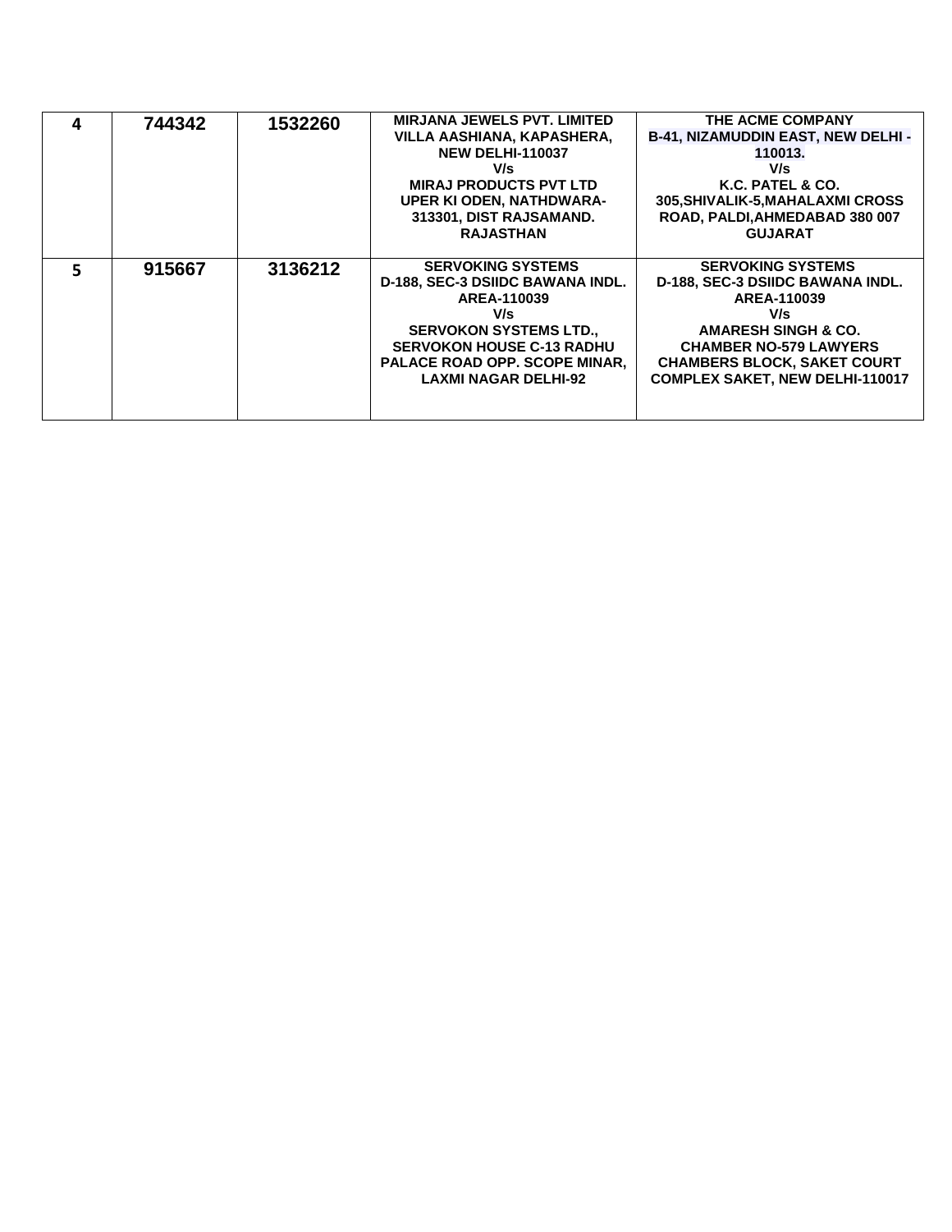| | | | | |
|---|---|---|---|---|
| 4 | 744342 | 1532260 | **MIRJANA JEWELS PVT. LIMITED VILLA AASHIANA, KAPASHERA, NEW DELHI-110037 V/s MIRAJ PRODUCTS PVT LTD UPER KI ODEN, NATHDWARA-313301, DIST RAJSAMAND. RAJASTHAN** | **THE ACME COMPANY B-41, NIZAMUDDIN EAST, NEW DELHI - 110013. V/s K.C. PATEL & CO. 305,SHIVALIK-5,MAHALAXMI CROSS ROAD, PALDI,AHMEDABAD 380 007 GUJARAT** |
| 5 | 915667 | 3136212 | **SERVOKING SYSTEMS D-188, SEC-3 DSIIDC BAWANA INDL. AREA-110039 V/s SERVOKON SYSTEMS LTD., SERVOKON HOUSE C-13 RADHU PALACE ROAD OPP. SCOPE MINAR, LAXMI NAGAR DELHI-92** | **SERVOKING SYSTEMS D-188, SEC-3 DSIIDC BAWANA INDL. AREA-110039 V/s AMARESH SINGH & CO. CHAMBER NO-579 LAWYERS CHAMBERS BLOCK, SAKET COURT COMPLEX SAKET, NEW DELHI-110017** |